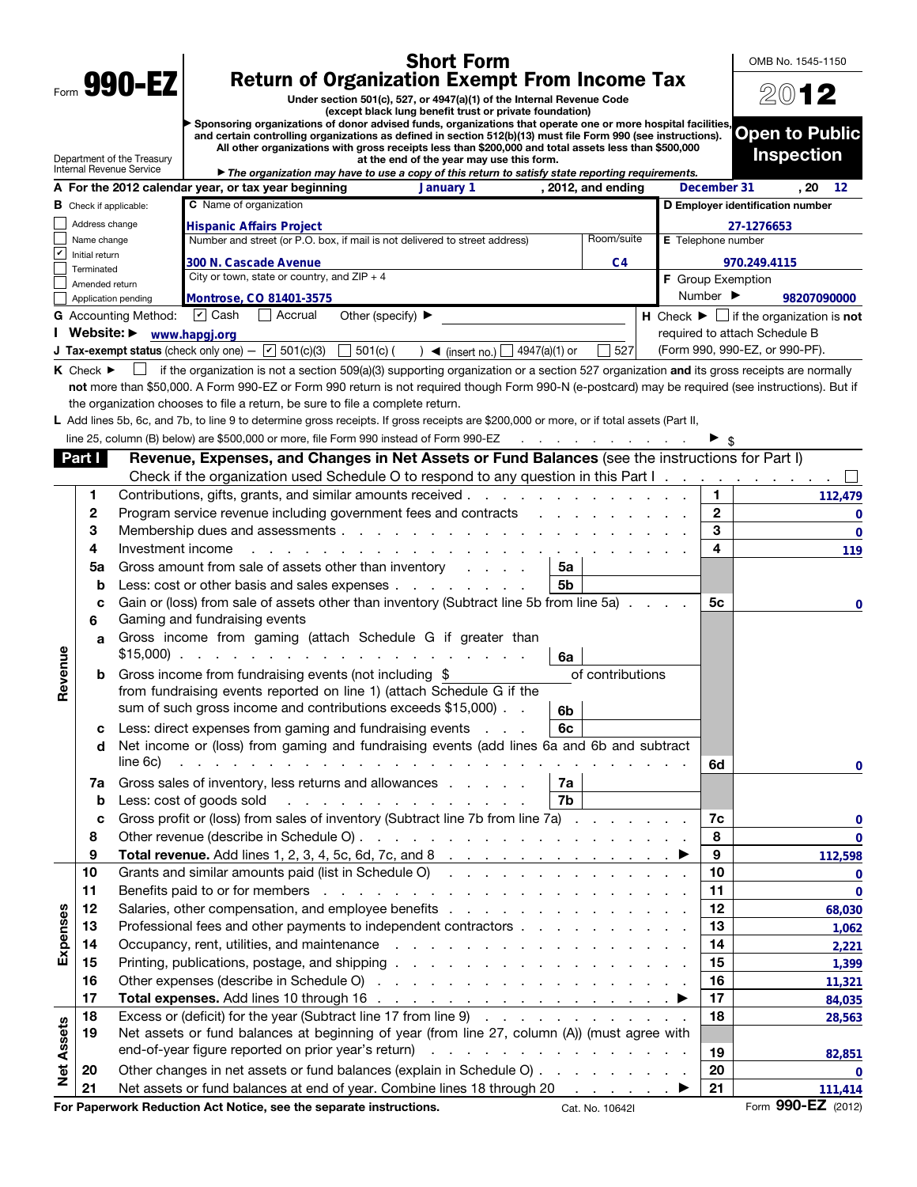Form **990-EZ**

Department of the Treasury
Internal Revenue Service

# Short Form
# Return of Organization Exempt From Income Tax

**Under section 501(c), 527, or 4947(a)(1) of the Internal Revenue Code (except black lung benefit trust or private foundation)**

▶ **Sponsoring organizations of donor advised funds, organizations that operate one or more hospital facilities, and certain controlling organizations as defined in section 512(b)(13) must file Form 990 (see instructions). All other organizations with gross receipts less than $200,000 and total assets less than $500,000 at the end of the year may use this form.**

▶ ***The organization may have to use a copy of this return to satisfy state reporting requirements.***

OMB No. 1545-1150

**2012**

**Open to Public Inspection**

**A** For the 2012 calendar year, or tax year beginning **January 1**, 2012, and ending **December 31**, 20 **12**

**B** Check if applicable:
- ☐ Address change
- ☐ Name change
- ☑ Initial return
- ☐ Terminated
- ☐ Amended return
- ☐ Application pending

**C** Name of organization: **Hispanic Affairs Project**

Number and street (or P.O. box, if mail is not delivered to street address): **300 N. Cascade Avenue** Room/suite: **C4**

City or town, state or country, and ZIP + 4: **Montrose, CO 81401-3575**

**D** Employer identification number: **27-1276653**

**E** Telephone number: **970.249.4115**

**F** Group Exemption Number ▶ **98207090000**

**G** Accounting Method: ☑ Cash ☐ Accrual Other (specify) ▶

**H** Check ▶ ☐ if the organization is **not** required to attach Schedule B (Form 990, 990-EZ, or 990-PF).

**I Website:** ▶ **www.hapgj.org**

**J Tax-exempt status** (check only one) — ☑ 501(c)(3) ☐ 501(c) ( ) ◀ (insert no.) ☐ 4947(a)(1) or ☐ 527

**K** Check ▶ ☐ if the organization is not a section 509(a)(3) supporting organization or a section 527 organization **and** its gross receipts are normally **not** more than $50,000. A Form 990-EZ or Form 990 return is not required though Form 990-N (e-postcard) may be required (see instructions). But if the organization chooses to file a return, be sure to file a complete return.

**L** Add lines 5b, 6c, and 7b, to line 9 to determine gross receipts. If gross receipts are $200,000 or more, or if total assets (Part II, line 25, column (B) below) are $500,000 or more, file Form 990 instead of Form 990-EZ ▶ $

## Part I — Revenue, Expenses, and Changes in Net Assets or Fund Balances (see the instructions for Part I)

Check if the organization used Schedule O to respond to any question in this Part I ☐

| Section | Line | Description | | | Line | Amount |
|---|---|---|---|---|---|---|
| Revenue | 1 | Contributions, gifts, grants, and similar amounts received | | | 1 | 112,479 |
| | 2 | Program service revenue including government fees and contracts | | | 2 | 0 |
| | 3 | Membership dues and assessments | | | 3 | 0 |
| | 4 | Investment income | | | 4 | 119 |
| | 5a | Gross amount from sale of assets other than inventory | 5a | | | |
| | b | Less: cost or other basis and sales expenses | 5b | | | |
| | c | Gain or (loss) from sale of assets other than inventory (Subtract line 5b from line 5a) | | | 5c | 0 |
| | 6 | Gaming and fundraising events | | | | |
| | a | Gross income from gaming (attach Schedule G if greater than $15,000) | 6a | | | |
| | b | Gross income from fundraising events (not including $ of contributions from fundraising events reported on line 1) (attach Schedule G if the sum of such gross income and contributions exceeds $15,000) | 6b | | | |
| | c | Less: direct expenses from gaming and fundraising events | 6c | | | |
| | d | Net income or (loss) from gaming and fundraising events (add lines 6a and 6b and subtract line 6c) | | | 6d | 0 |
| | 7a | Gross sales of inventory, less returns and allowances | 7a | | | |
| | b | Less: cost of goods sold | 7b | | | |
| | c | Gross profit or (loss) from sales of inventory (Subtract line 7b from line 7a) | | | 7c | 0 |
| | 8 | Other revenue (describe in Schedule O) | | | 8 | 0 |
| | 9 | **Total revenue.** Add lines 1, 2, 3, 4, 5c, 6d, 7c, and 8 ▶ | | | 9 | 112,598 |
| Expenses | 10 | Grants and similar amounts paid (list in Schedule O) | | | 10 | 0 |
| | 11 | Benefits paid to or for members | | | 11 | 0 |
| | 12 | Salaries, other compensation, and employee benefits | | | 12 | 68,030 |
| | 13 | Professional fees and other payments to independent contractors | | | 13 | 1,062 |
| | 14 | Occupancy, rent, utilities, and maintenance | | | 14 | 2,221 |
| | 15 | Printing, publications, postage, and shipping | | | 15 | 1,399 |
| | 16 | Other expenses (describe in Schedule O) | | | 16 | 11,321 |
| | 17 | **Total expenses.** Add lines 10 through 16 ▶ | | | 17 | 84,035 |
| Net Assets | 18 | Excess or (deficit) for the year (Subtract line 17 from line 9) | | | 18 | 28,563 |
| | 19 | Net assets or fund balances at beginning of year (from line 27, column (A)) (must agree with end-of-year figure reported on prior year's return) | | | 19 | 82,851 |
| | 20 | Other changes in net assets or fund balances (explain in Schedule O) | | | 20 | 0 |
| | 21 | Net assets or fund balances at end of year. Combine lines 18 through 20 ▶ | | | 21 | 111,414 |

**For Paperwork Reduction Act Notice, see the separate instructions.** Cat. No. 10642I Form **990-EZ** (2012)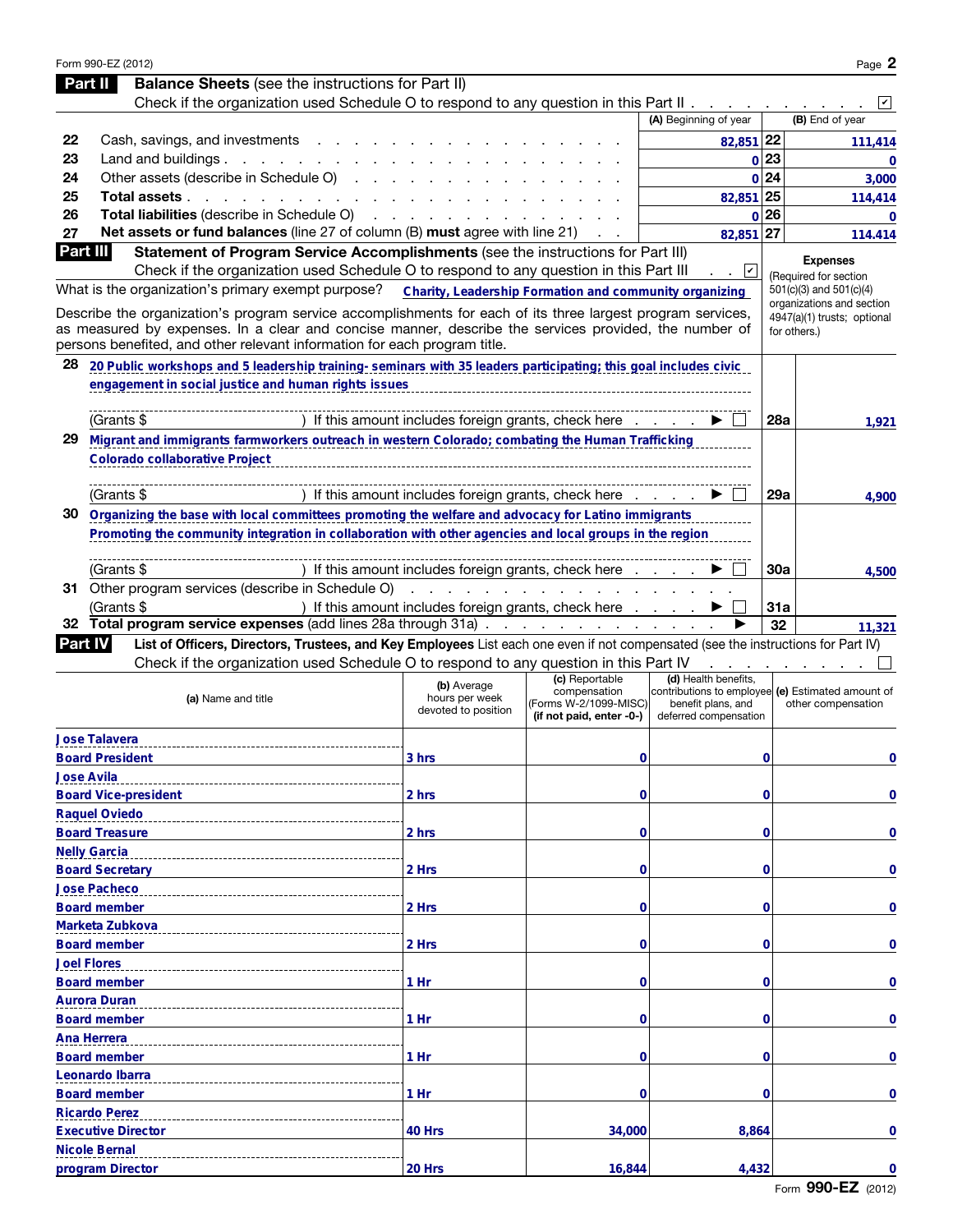Form 990-EZ (2012)

## Part II Balance Sheets (see the instructions for Part II)

Check if the organization used Schedule O to respond to any question in this Part II . . . . . . . . . . . ☑

| | | (A) Beginning of year | | (B) End of year |
|---|---|---|---|---|
| 22 | Cash, savings, and investments | 82,851 | 22 | 111,414 |
| 23 | Land and buildings | 0 | 23 | 0 |
| 24 | Other assets (describe in Schedule O) | 0 | 24 | 3,000 |
| 25 | **Total assets** | 82,851 | 25 | 114,414 |
| 26 | **Total liabilities** (describe in Schedule O) | 0 | 26 | 0 |
| 27 | **Net assets or fund balances** (line 27 of column (B) **must** agree with line 21) | 82,851 | 27 | 114.414 |

## Part III Statement of Program Service Accomplishments (see the instructions for Part III)

Check if the organization used Schedule O to respond to any question in this Part III . . ☑

What is the organization's primary exempt purpose? **Charity, Leadership Formation and community organizing**

Describe the organization's program service accomplishments for each of its three largest program services, as measured by expenses. In a clear and concise manner, describe the services provided, the number of persons benefited, and other relevant information for each program title.

**Expenses** (Required for section 501(c)(3) and 501(c)(4) organizations and section 4947(a)(1) trusts; optional for others.)

| | | | Expenses |
|---|---|---|---|
| 28 | 20 Public workshops and 5 leadership training- seminars with 35 leaders participating; this goal includes civic engagement in social justice and human rights issues<br>(Grants $ ) If this amount includes foreign grants, check here ▶ ☐ | 28a | 1,921 |
| 29 | Migrant and immigrants farmworkers outreach in western Colorado; combating the Human Trafficking Colorado collaborative Project<br>(Grants $ ) If this amount includes foreign grants, check here ▶ ☐ | 29a | 4,900 |
| 30 | Organizing the base with local committees promoting the welfare and advocacy for Latino immigrants Promoting the community integration in collaboration with other agencies and local groups in the region<br>(Grants $ ) If this amount includes foreign grants, check here ▶ ☐ | 30a | 4,500 |
| 31 | Other program services (describe in Schedule O)<br>(Grants $ ) If this amount includes foreign grants, check here ▶ ☐ | 31a | |
| 32 | **Total program service expenses** (add lines 28a through 31a) ▶ | 32 | 11,321 |

## Part IV List of Officers, Directors, Trustees, and Key Employees

List each one even if not compensated (see the instructions for Part IV)

Check if the organization used Schedule O to respond to any question in this Part IV . . . . . . . . . . ☐

| (a) Name and title | (b) Average hours per week devoted to position | (c) Reportable compensation (Forms W-2/1099-MISC) (if not paid, enter -0-) | (d) Health benefits, contributions to employee benefit plans, and deferred compensation | (e) Estimated amount of other compensation |
|---|---|---|---|---|
| Jose Talavera<br>Board President | 3 hrs | 0 | 0 | 0 |
| Jose Avila<br>Board Vice-president | 2 hrs | 0 | 0 | 0 |
| Raquel Oviedo<br>Board Treasure | 2 hrs | 0 | 0 | 0 |
| Nelly Garcia<br>Board Secretary | 2 Hrs | 0 | 0 | 0 |
| Jose Pacheco<br>Board member | 2 Hrs | 0 | 0 | 0 |
| Marketa Zubkova<br>Board member | 2 Hrs | 0 | 0 | 0 |
| Joel Flores<br>Board member | 1 Hr | 0 | 0 | 0 |
| Aurora Duran<br>Board member | 1 Hr | 0 | 0 | 0 |
| Ana Herrera<br>Board member | 1 Hr | 0 | 0 | 0 |
| Leonardo Ibarra<br>Board member | 1 Hr | 0 | 0 | 0 |
| Ricardo Perez<br>Executive Director | 40 Hrs | 34,000 | 8,864 | 0 |
| Nicole Bernal<br>program Director | 20 Hrs | 16,844 | 4,432 | 0 |

Form **990-EZ** (2012)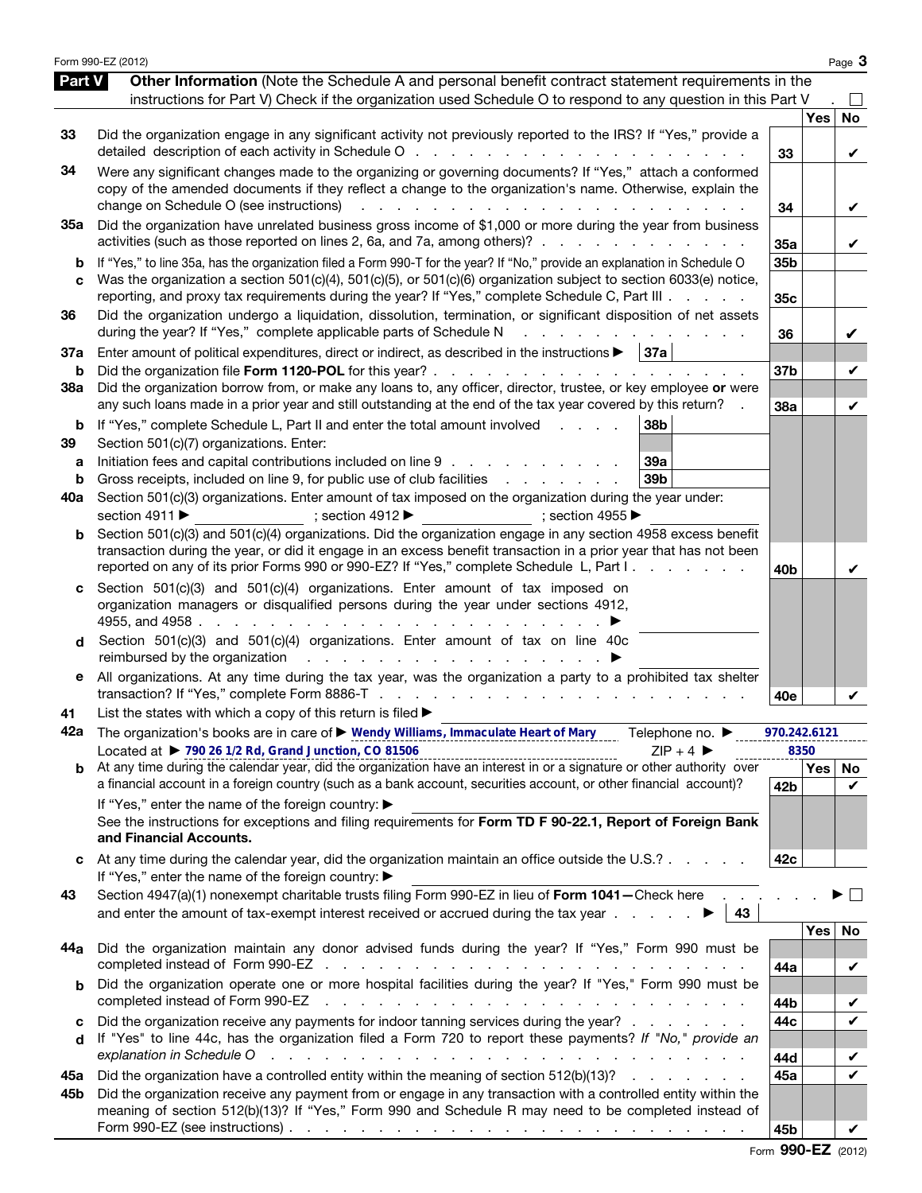## Part V Other Information

(Note the Schedule A and personal benefit contract statement requirements in the instructions for Part V) Check if the organization used Schedule O to respond to any question in this Part V . ☐

| | | | Yes | No |
|---|---|---|---|---|
| 33 | Did the organization engage in any significant activity not previously reported to the IRS? If "Yes," provide a detailed description of each activity in Schedule O | 33 | | ✔ |
| 34 | Were any significant changes made to the organizing or governing documents? If "Yes," attach a conformed copy of the amended documents if they reflect a change to the organization's name. Otherwise, explain the change on Schedule O (see instructions) | 34 | | ✔ |
| 35a | Did the organization have unrelated business gross income of $1,000 or more during the year from business activities (such as those reported on lines 2, 6a, and 7a, among others)? | 35a | | ✔ |
| b | If "Yes," to line 35a, has the organization filed a Form 990-T for the year? If "No," provide an explanation in Schedule O | 35b | | |
| c | Was the organization a section 501(c)(4), 501(c)(5), or 501(c)(6) organization subject to section 6033(e) notice, reporting, and proxy tax requirements during the year? If "Yes," complete Schedule C, Part III | 35c | | |
| 36 | Did the organization undergo a liquidation, dissolution, termination, or significant disposition of net assets during the year? If "Yes," complete applicable parts of Schedule N | 36 | | ✔ |
| 37a | Enter amount of political expenditures, direct or indirect, as described in the instructions ▶ 37a | | | |
| b | Did the organization file **Form 1120-POL** for this year? | 37b | | ✔ |
| 38a | Did the organization borrow from, or make any loans to, any officer, director, trustee, or key employee **or** were any such loans made in a prior year and still outstanding at the end of the tax year covered by this return? | 38a | | ✔ |
| b | If "Yes," complete Schedule L, Part II and enter the total amount involved 38b | | | |
| 39 | Section 501(c)(7) organizations. Enter: | | | |
| a | Initiation fees and capital contributions included on line 9 39a | | | |
| b | Gross receipts, included on line 9, for public use of club facilities 39b | | | |
| 40a | Section 501(c)(3) organizations. Enter amount of tax imposed on the organization during the year under: section 4911 ▶ ; section 4912 ▶ ; section 4955 ▶ | | | |
| b | Section 501(c)(3) and 501(c)(4) organizations. Did the organization engage in any section 4958 excess benefit transaction during the year, or did it engage in an excess benefit transaction in a prior year that has not been reported on any of its prior Forms 990 or 990-EZ? If "Yes," complete Schedule L, Part I | 40b | | ✔ |
| c | Section 501(c)(3) and 501(c)(4) organizations. Enter amount of tax imposed on organization managers or disqualified persons during the year under sections 4912, 4955, and 4958 ▶ | | | |
| d | Section 501(c)(3) and 501(c)(4) organizations. Enter amount of tax on line 40c reimbursed by the organization ▶ | | | |
| e | All organizations. At any time during the tax year, was the organization a party to a prohibited tax shelter transaction? If "Yes," complete Form 8886-T | 40e | | ✔ |

41 List the states with which a copy of this return is filed ▶

42a The organization's books are in care of ▶ Wendy Williams, Immaculate Heart of Mary Telephone no. ▶ 970.242.6121

Located at ▶ 790 26 1/2 Rd, Grand Junction, CO 81506 ZIP + 4 ▶ 8350

| | | | Yes | No |
|---|---|---|---|---|
| b | At any time during the calendar year, did the organization have an interest in or a signature or other authority over a financial account in a foreign country (such as a bank account, securities account, or other financial account)? If "Yes," enter the name of the foreign country: ▶ See the instructions for exceptions and filing requirements for **Form TD F 90-22.1, Report of Foreign Bank and Financial Accounts.** | 42b | | ✔ |
| c | At any time during the calendar year, did the organization maintain an office outside the U.S.? If "Yes," enter the name of the foreign country: ▶ | 42c | | |

43 Section 4947(a)(1) nonexempt charitable trusts filing Form 990-EZ in lieu of **Form 1041**—Check here ▶ ☐ and enter the amount of tax-exempt interest received or accrued during the tax year ▶ 43

| | | | Yes | No |
|---|---|---|---|---|
| 44a | Did the organization maintain any donor advised funds during the year? If "Yes," Form 990 must be completed instead of Form 990-EZ | 44a | | ✔ |
| b | Did the organization operate one or more hospital facilities during the year? If "Yes," Form 990 must be completed instead of Form 990-EZ | 44b | | ✔ |
| c | Did the organization receive any payments for indoor tanning services during the year? | 44c | | ✔ |
| d | If "Yes" to line 44c, has the organization filed a Form 720 to report these payments? *If "No," provide an explanation in Schedule O* | 44d | | ✔ |
| 45a | Did the organization have a controlled entity within the meaning of section 512(b)(13)? | 45a | | ✔ |
| 45b | Did the organization receive any payment from or engage in any transaction with a controlled entity within the meaning of section 512(b)(13)? If "Yes," Form 990 and Schedule R may need to be completed instead of Form 990-EZ (see instructions) | 45b | | ✔ |

Form **990-EZ** (2012)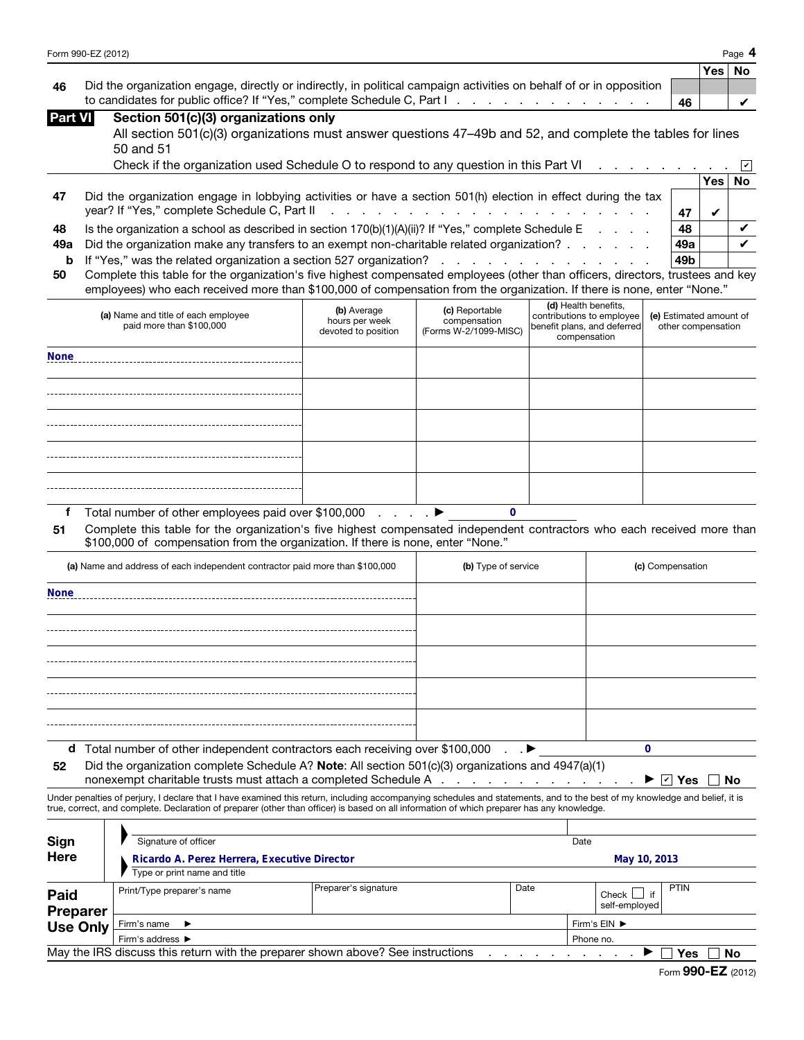Form 990-EZ (2012)

| | | | Yes | No |
|---|---|---|---|---|
| 46 | Did the organization engage, directly or indirectly, in political campaign activities on behalf of or in opposition to candidates for public office? If "Yes," complete Schedule C, Part I | 46 | | ✔ |

## Part VI Section 501(c)(3) organizations only

All section 501(c)(3) organizations must answer questions 47–49b and 52, and complete the tables for lines 50 and 51

Check if the organization used Schedule O to respond to any question in this Part VI ☑

| | | | Yes | No |
|---|---|---|---|---|
| 47 | Did the organization engage in lobbying activities or have a section 501(h) election in effect during the tax year? If "Yes," complete Schedule C, Part II | 47 | ✔ | |
| 48 | Is the organization a school as described in section 170(b)(1)(A)(ii)? If "Yes," complete Schedule E | 48 | | ✔ |
| 49a | Did the organization make any transfers to an exempt non-charitable related organization? | 49a | | ✔ |
| b | If "Yes," was the related organization a section 527 organization? | 49b | | |

**50** Complete this table for the organization's five highest compensated employees (other than officers, directors, trustees and key employees) who each received more than $100,000 of compensation from the organization. If there is none, enter "None."

| (a) Name and title of each employee paid more than $100,000 | (b) Average hours per week devoted to position | (c) Reportable compensation (Forms W-2/1099-MISC) | (d) Health benefits, contributions to employee benefit plans, and deferred compensation | (e) Estimated amount of other compensation |
|---|---|---|---|---|
| None | | | | |
| | | | | |
| | | | | |
| | | | | |
| | | | | |

**f** Total number of other employees paid over $100,000 ▶ 0

**51** Complete this table for the organization's five highest compensated independent contractors who each received more than $100,000 of compensation from the organization. If there is none, enter "None."

| (a) Name and address of each independent contractor paid more than $100,000 | (b) Type of service | (c) Compensation |
|---|---|---|
| None | | |
| | | |
| | | |
| | | |
| | | |

**d** Total number of other independent contractors each receiving over $100,000 ▶ 0

**52** Did the organization complete Schedule A? **Note:** All section 501(c)(3) organizations and 4947(a)(1) nonexempt charitable trusts must attach a completed Schedule A ▶ ☑ Yes ☐ No

Under penalties of perjury, I declare that I have examined this return, including accompanying schedules and statements, and to the best of my knowledge and belief, it is true, correct, and complete. Declaration of preparer (other than officer) is based on all information of which preparer has any knowledge.

**Sign Here**

Signature of officer | Date

Ricardo A. Perez Herrera, Executive Director | May 10, 2013

Type or print name and title

**Paid Preparer Use Only**

| Print/Type preparer's name | Preparer's signature | Date | Check ☐ if self-employed | PTIN |
|---|---|---|---|---|
| | | | | |

Firm's name ▶ | Firm's EIN ▶

Firm's address ▶ | Phone no.

May the IRS discuss this return with the preparer shown above? See instructions ▶ ☐ Yes ☐ No

Form **990-EZ** (2012)